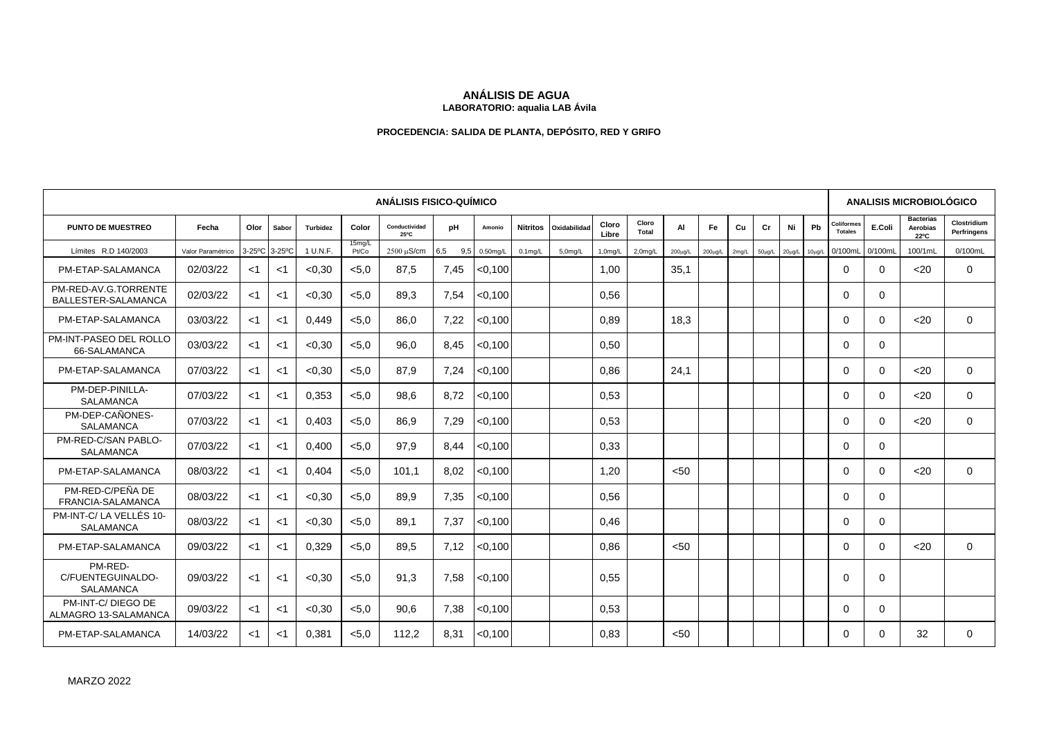# ANÁLISIS DE AGUA

**LABORATORIO: aqualia LAB Ávila**

**PROCEDENCIA: SALIDA DE PLANTA, DEPÓSITO, RED Y GRIFO**

| ANÁLISIS FISICO-QUÍMICO | | | | | | | | | | | | | | | | | | | | | ANALISIS MICROBIOLÓGICO | | | |
|---|---|---|---|---|---|---|---|---|---|---|---|---|---|---|---|---|---|---|---|---|---|---|---|---|
| PUNTO DE MUESTREO | Fecha | Olor | Sabor | Turbidez | Color | Conductividad 25ºC | pH | Amonio | Nitritos | Oxidabilidad | Cloro Libre | Cloro Total | Al | Fe | Cu | Cr | Ni | Pb | Coliformes Totales | E.Coli | Bacterias Aerobias 22ºC | Clostridium Perfringens |
| Límites R.D 140/2003 | Valor Paramétrico | 3-25ºC | 3-25ºC | 1 U.N.F. | 15mg/L Pt/Co | 2500 µS/cm | 6,5 9,5 | 0.50mg/L | 0.1mg/L | 5,0mg/L | 1,0mg/L | 2,0mg/L | 200µg/L | 200µg/L | 2mg/L | 50µg/L | 20µg/L | 10µg/L | 0/100mL | 0/100mL | 100/1mL | 0/100mL |
| PM-ETAP-SALAMANCA | 02/03/22 | <1 | <1 | <0,30 | <5,0 | 87,5 | 7,45 | <0,100 | | | 1,00 | | 35,1 | | | | | | 0 | 0 | <20 | 0 |
| PM-RED-AV.G.TORRENTE BALLESTER-SALAMANCA | 02/03/22 | <1 | <1 | <0,30 | <5,0 | 89,3 | 7,54 | <0,100 | | | 0,56 | | | | | | | | 0 | 0 | | |
| PM-ETAP-SALAMANCA | 03/03/22 | <1 | <1 | 0,449 | <5,0 | 86,0 | 7,22 | <0,100 | | | 0,89 | | 18,3 | | | | | | 0 | 0 | <20 | 0 |
| PM-INT-PASEO DEL ROLLO 66-SALAMANCA | 03/03/22 | <1 | <1 | <0,30 | <5,0 | 96,0 | 8,45 | <0,100 | | | 0,50 | | | | | | | | 0 | 0 | | |
| PM-ETAP-SALAMANCA | 07/03/22 | <1 | <1 | <0,30 | <5,0 | 87,9 | 7,24 | <0,100 | | | 0,86 | | 24,1 | | | | | | 0 | 0 | <20 | 0 |
| PM-DEP-PINILLA-SALAMANCA | 07/03/22 | <1 | <1 | 0,353 | <5,0 | 98,6 | 8,72 | <0,100 | | | 0,53 | | | | | | | | 0 | 0 | <20 | 0 |
| PM-DEP-CAÑONES-SALAMANCA | 07/03/22 | <1 | <1 | 0,403 | <5,0 | 86,9 | 7,29 | <0,100 | | | 0,53 | | | | | | | | 0 | 0 | <20 | 0 |
| PM-RED-C/SAN PABLO-SALAMANCA | 07/03/22 | <1 | <1 | 0,400 | <5,0 | 97,9 | 8,44 | <0,100 | | | 0,33 | | | | | | | | 0 | 0 | | |
| PM-ETAP-SALAMANCA | 08/03/22 | <1 | <1 | 0,404 | <5,0 | 101,1 | 8,02 | <0,100 | | | 1,20 | | <50 | | | | | | 0 | 0 | <20 | 0 |
| PM-RED-C/PEÑA DE FRANCIA-SALAMANCA | 08/03/22 | <1 | <1 | <0,30 | <5,0 | 89,9 | 7,35 | <0,100 | | | 0,56 | | | | | | | | 0 | 0 | | |
| PM-INT-C/ LA VELLÉS 10-SALAMANCA | 08/03/22 | <1 | <1 | <0,30 | <5,0 | 89,1 | 7,37 | <0,100 | | | 0,46 | | | | | | | | 0 | 0 | | |
| PM-ETAP-SALAMANCA | 09/03/22 | <1 | <1 | 0,329 | <5,0 | 89,5 | 7,12 | <0,100 | | | 0,86 | | <50 | | | | | | 0 | 0 | <20 | 0 |
| PM-RED-C/FUENTEGUINALDO-SALAMANCA | 09/03/22 | <1 | <1 | <0,30 | <5,0 | 91,3 | 7,58 | <0,100 | | | 0,55 | | | | | | | | 0 | 0 | | |
| PM-INT-C/ DIEGO DE ALMAGRO 13-SALAMANCA | 09/03/22 | <1 | <1 | <0,30 | <5,0 | 90,6 | 7,38 | <0,100 | | | 0,53 | | | | | | | | 0 | 0 | | |
| PM-ETAP-SALAMANCA | 14/03/22 | <1 | <1 | 0,381 | <5,0 | 112,2 | 8,31 | <0,100 | | | 0,83 | | <50 | | | | | | 0 | 0 | 32 | 0 |

MARZO 2022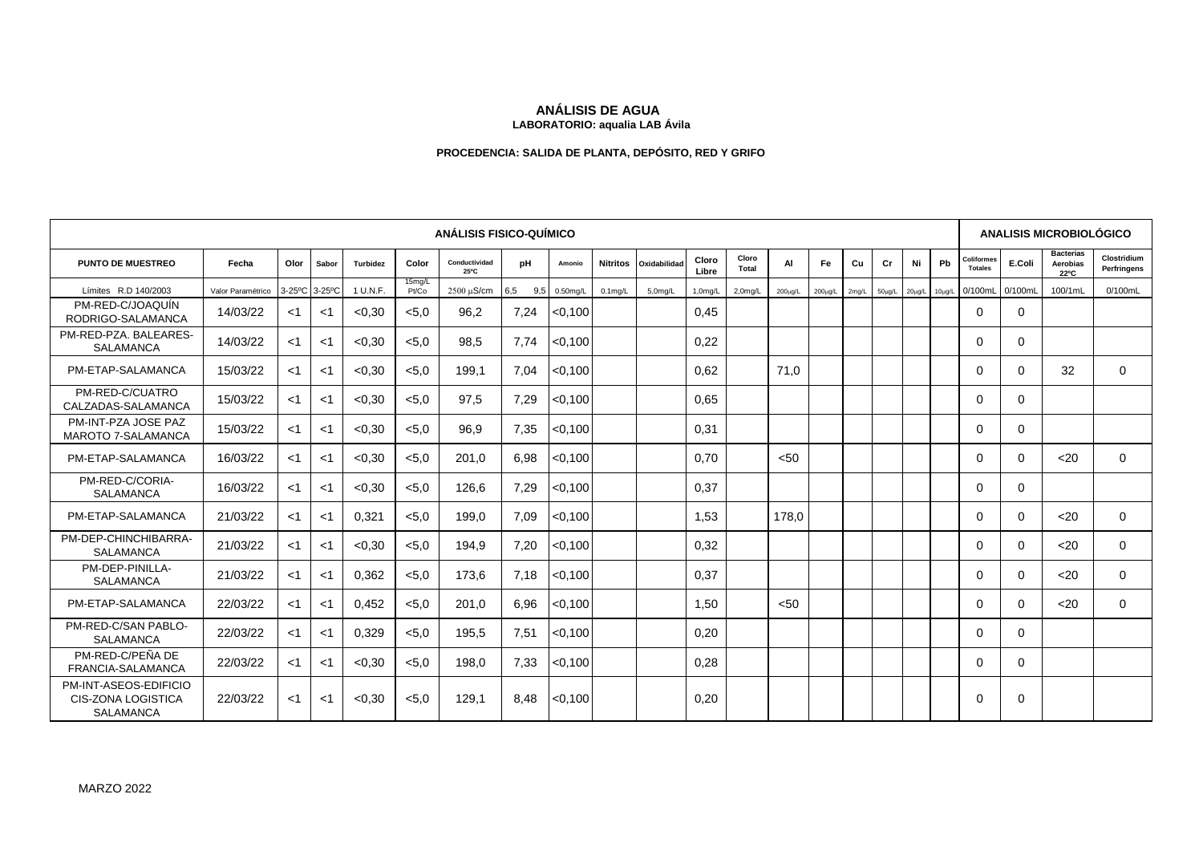### ANÁLISIS DE AGUA
**LABORATORIO: aqualia LAB Ávila**

**PROCEDENCIA: SALIDA DE PLANTA, DEPÓSITO, RED Y GRIFO**

| ANÁLISIS FISICO-QUÍMICO | | | | | | | | | | | | | | | | | | | | | ANALISIS MICROBIOLÓGICO | | | |
|---|---|---|---|---|---|---|---|---|---|---|---|---|---|---|---|---|---|---|---|---|---|---|---|---|
| PUNTO DE MUESTREO | Fecha | Olor | Sabor | Turbidez | Color | Conductividad 25ºC | pH | Amonio | Nitritos | Oxidabilidad | Cloro Libre | Cloro Total | Al | Fe | Cu | Cr | Ni | Pb | Coliformes Totales | E.Coli | Bacterias Aerobias 22ºC | Clostridium Perfringens |
| Límites R.D 140/2003 | Valor Paramétrico | 3-25ºC | 3-25ºC | 1 U.N.F. | 15mg/L Pt/Co | 2500 μS/cm | 6,5 9,5 | 0.50mg/L | 0.1mg/L | 5,0mg/L | 1,0mg/L | 2,0mg/L | 200μg/L | 200μg/L | 2mg/L | 50μg/L | 20μg/L | 10μg/L | 0/100mL | 0/100mL | 100/1mL | 0/100mL |
| PM-RED-C/JOAQUÍN RODRIGO-SALAMANCA | 14/03/22 | <1 | <1 | <0,30 | <5,0 | 96,2 | 7,24 | <0,100 | | | 0,45 | | | | | | | | 0 | 0 | | |
| PM-RED-PZA. BALEARES-SALAMANCA | 14/03/22 | <1 | <1 | <0,30 | <5,0 | 98,5 | 7,74 | <0,100 | | | 0,22 | | | | | | | | 0 | 0 | | |
| PM-ETAP-SALAMANCA | 15/03/22 | <1 | <1 | <0,30 | <5,0 | 199,1 | 7,04 | <0,100 | | | 0,62 | | 71,0 | | | | | | 0 | 0 | 32 | 0 |
| PM-RED-C/CUATRO CALZADAS-SALAMANCA | 15/03/22 | <1 | <1 | <0,30 | <5,0 | 97,5 | 7,29 | <0,100 | | | 0,65 | | | | | | | | 0 | 0 | | |
| PM-INT-PZA JOSE PAZ MAROTO 7-SALAMANCA | 15/03/22 | <1 | <1 | <0,30 | <5,0 | 96,9 | 7,35 | <0,100 | | | 0,31 | | | | | | | | 0 | 0 | | |
| PM-ETAP-SALAMANCA | 16/03/22 | <1 | <1 | <0,30 | <5,0 | 201,0 | 6,98 | <0,100 | | | 0,70 | | <50 | | | | | | 0 | 0 | <20 | 0 |
| PM-RED-C/CORIA-SALAMANCA | 16/03/22 | <1 | <1 | <0,30 | <5,0 | 126,6 | 7,29 | <0,100 | | | 0,37 | | | | | | | | 0 | 0 | | |
| PM-ETAP-SALAMANCA | 21/03/22 | <1 | <1 | 0,321 | <5,0 | 199,0 | 7,09 | <0,100 | | | 1,53 | | 178,0 | | | | | | 0 | 0 | <20 | 0 |
| PM-DEP-CHINCHIBARRA-SALAMANCA | 21/03/22 | <1 | <1 | <0,30 | <5,0 | 194,9 | 7,20 | <0,100 | | | 0,32 | | | | | | | | 0 | 0 | <20 | 0 |
| PM-DEP-PINILLA-SALAMANCA | 21/03/22 | <1 | <1 | 0,362 | <5,0 | 173,6 | 7,18 | <0,100 | | | 0,37 | | | | | | | | 0 | 0 | <20 | 0 |
| PM-ETAP-SALAMANCA | 22/03/22 | <1 | <1 | 0,452 | <5,0 | 201,0 | 6,96 | <0,100 | | | 1,50 | | <50 | | | | | | 0 | 0 | <20 | 0 |
| PM-RED-C/SAN PABLO-SALAMANCA | 22/03/22 | <1 | <1 | 0,329 | <5,0 | 195,5 | 7,51 | <0,100 | | | 0,20 | | | | | | | | 0 | 0 | | |
| PM-RED-C/PEÑA DE FRANCIA-SALAMANCA | 22/03/22 | <1 | <1 | <0,30 | <5,0 | 198,0 | 7,33 | <0,100 | | | 0,28 | | | | | | | | 0 | 0 | | |
| PM-INT-ASEOS-EDIFICIO CIS-ZONA LOGISTICA SALAMANCA | 22/03/22 | <1 | <1 | <0,30 | <5,0 | 129,1 | 8,48 | <0,100 | | | 0,20 | | | | | | | | 0 | 0 | | |

MARZO 2022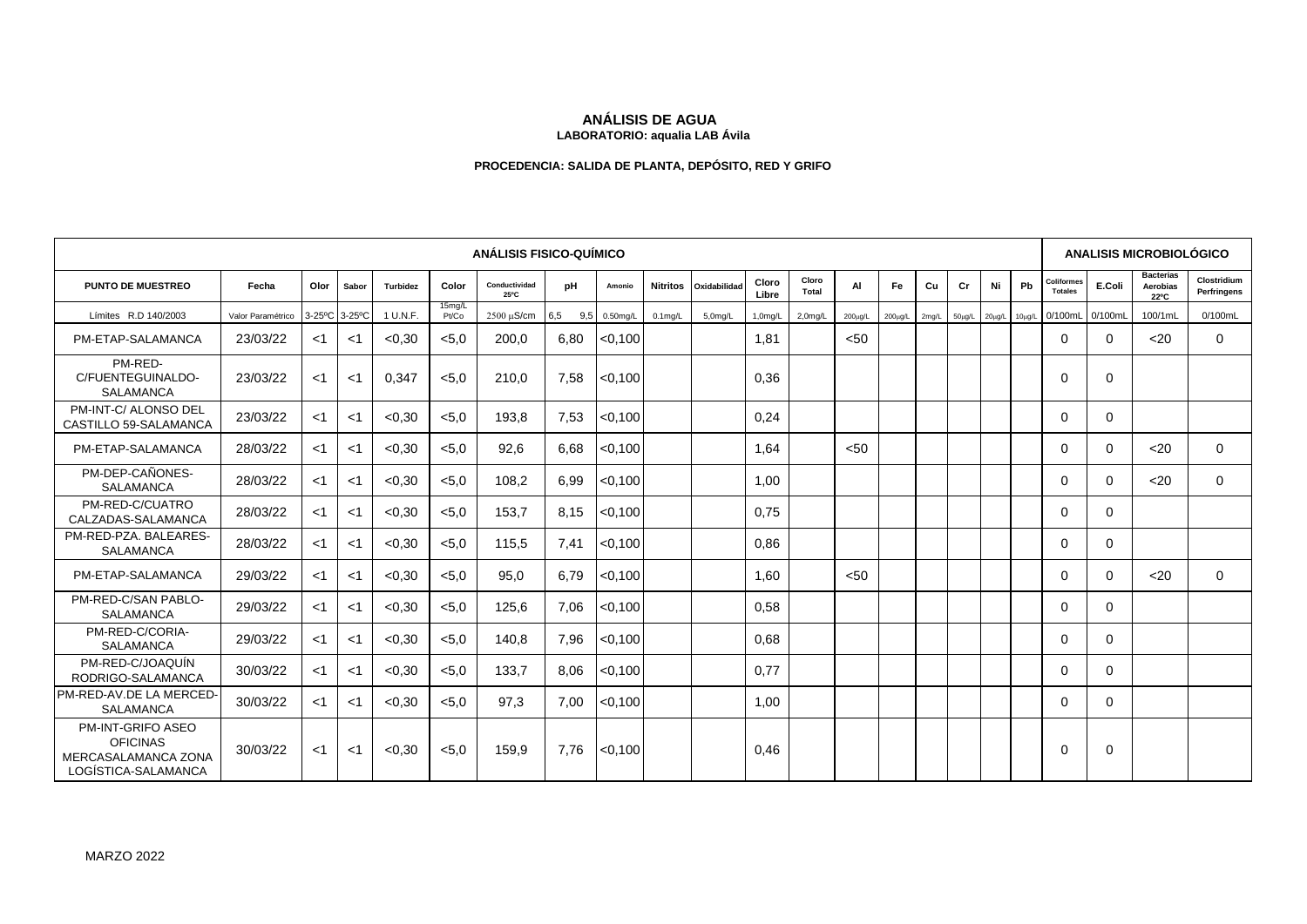**ANÁLISIS DE AGUA**
**LABORATORIO: aqualia LAB Ávila**

**PROCEDENCIA: SALIDA DE PLANTA, DEPÓSITO, RED Y GRIFO**

| ANÁLISIS FISICO-QUÍMICO | | | | | | | | | | | | | | | | | | | | | ANALISIS MICROBIOLÓGICO | | | |
|---|---|---|---|---|---|---|---|---|---|---|---|---|---|---|---|---|---|---|---|---|---|---|---|---|
| PUNTO DE MUESTREO | Fecha | Olor | Sabor | Turbidez | Color | Conductividad 25ºC | pH | Amonio | Nitritos | Oxidabilidad | Cloro Libre | Cloro Total | Al | Fe | Cu | Cr | Ni | Pb | Coliformes Totales | E.Coli | Bacterias Aerobias 22ºC | Clostridium Perfringens |
| Límites R.D 140/2003 | Valor Paramétrico | 3-25ºC | 3-25ºC | 1 U.N.F. | 15mg/L Pt/Co | 2500 μS/cm | 6,5 9,5 | 0.50mg/L | 0.1mg/L | 5,0mg/L | 1,0mg/L | 2,0mg/L | 200μg/L | 200μg/L | 2mg/L | 50μg/L | 20μg/L | 10μg/L | 0/100mL | 0/100mL | 100/1mL | 0/100mL |
| PM-ETAP-SALAMANCA | 23/03/22 | <1 | <1 | <0,30 | <5,0 | 200,0 | 6,80 | <0,100 | | | 1,81 | | <50 | | | | | | 0 | 0 | <20 | 0 |
| PM-RED-C/FUENTEGUINALDO-SALAMANCA | 23/03/22 | <1 | <1 | 0,347 | <5,0 | 210,0 | 7,58 | <0,100 | | | 0,36 | | | | | | | | 0 | 0 | | |
| PM-INT-C/ ALONSO DEL CASTILLO 59-SALAMANCA | 23/03/22 | <1 | <1 | <0,30 | <5,0 | 193,8 | 7,53 | <0,100 | | | 0,24 | | | | | | | | 0 | 0 | | |
| PM-ETAP-SALAMANCA | 28/03/22 | <1 | <1 | <0,30 | <5,0 | 92,6 | 6,68 | <0,100 | | | 1,64 | | <50 | | | | | | 0 | 0 | <20 | 0 |
| PM-DEP-CAÑONES-SALAMANCA | 28/03/22 | <1 | <1 | <0,30 | <5,0 | 108,2 | 6,99 | <0,100 | | | 1,00 | | | | | | | | 0 | 0 | <20 | 0 |
| PM-RED-C/CUATRO CALZADAS-SALAMANCA | 28/03/22 | <1 | <1 | <0,30 | <5,0 | 153,7 | 8,15 | <0,100 | | | 0,75 | | | | | | | | 0 | 0 | | |
| PM-RED-PZA. BALEARES-SALAMANCA | 28/03/22 | <1 | <1 | <0,30 | <5,0 | 115,5 | 7,41 | <0,100 | | | 0,86 | | | | | | | | 0 | 0 | | |
| PM-ETAP-SALAMANCA | 29/03/22 | <1 | <1 | <0,30 | <5,0 | 95,0 | 6,79 | <0,100 | | | 1,60 | | <50 | | | | | | 0 | 0 | <20 | 0 |
| PM-RED-C/SAN PABLO-SALAMANCA | 29/03/22 | <1 | <1 | <0,30 | <5,0 | 125,6 | 7,06 | <0,100 | | | 0,58 | | | | | | | | 0 | 0 | | |
| PM-RED-C/CORIA-SALAMANCA | 29/03/22 | <1 | <1 | <0,30 | <5,0 | 140,8 | 7,96 | <0,100 | | | 0,68 | | | | | | | | 0 | 0 | | |
| PM-RED-C/JOAQUÍN RODRIGO-SALAMANCA | 30/03/22 | <1 | <1 | <0,30 | <5,0 | 133,7 | 8,06 | <0,100 | | | 0,77 | | | | | | | | 0 | 0 | | |
| PM-RED-AV.DE LA MERCED-SALAMANCA | 30/03/22 | <1 | <1 | <0,30 | <5,0 | 97,3 | 7,00 | <0,100 | | | 1,00 | | | | | | | | 0 | 0 | | |
| PM-INT-GRIFO ASEO OFICINAS MERCASALAMANCA ZONA LOGÍSTICA-SALAMANCA | 30/03/22 | <1 | <1 | <0,30 | <5,0 | 159,9 | 7,76 | <0,100 | | | 0,46 | | | | | | | | 0 | 0 | | |

MARZO 2022